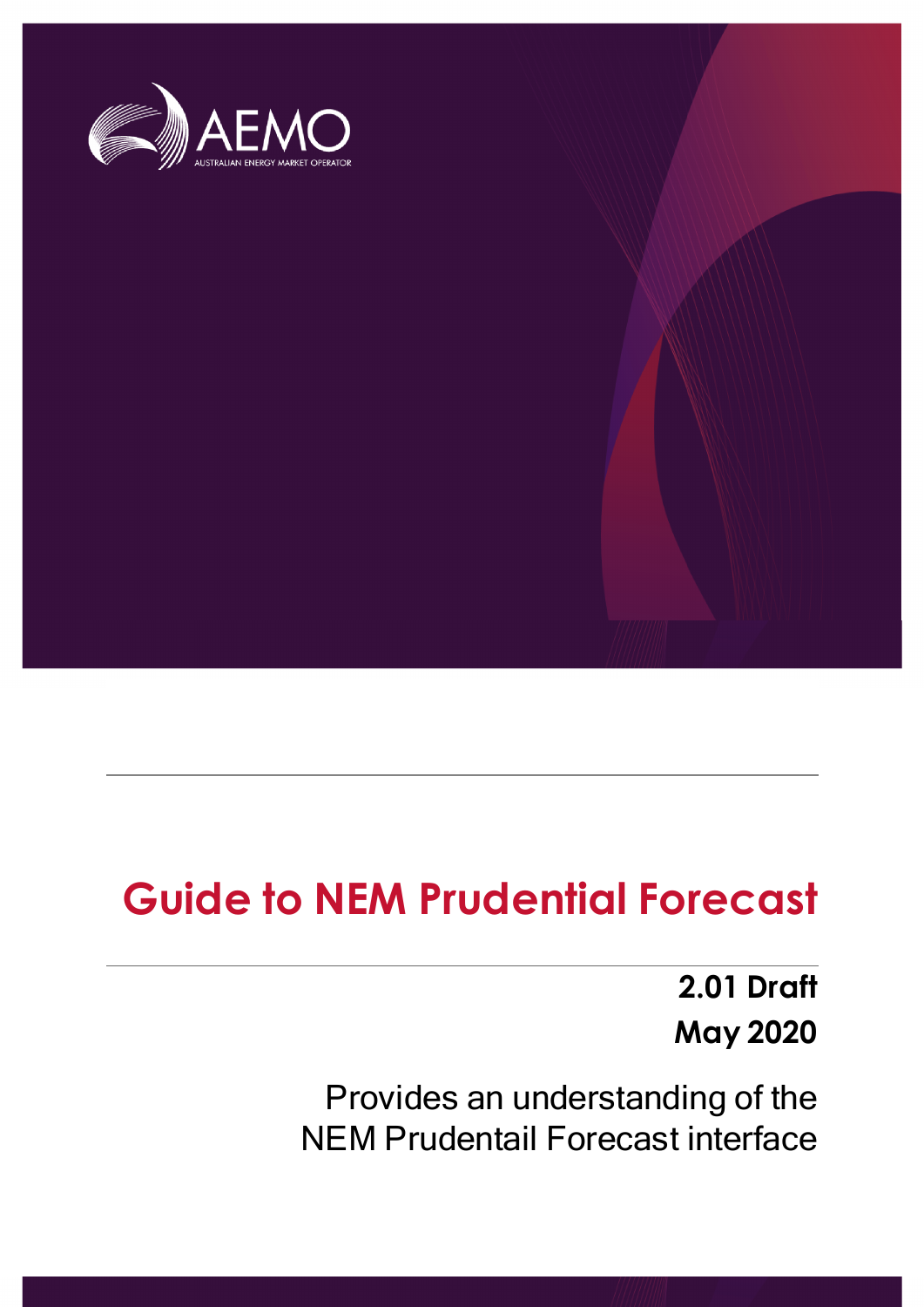AEMO

AUSTRALIAN ENERGY MARKET OPERATOR

# Guide to NEM Prudential Forecast

**2.01 Draft**

**May 2020**

Provides an understanding of the NEM Prudentail Forecast interface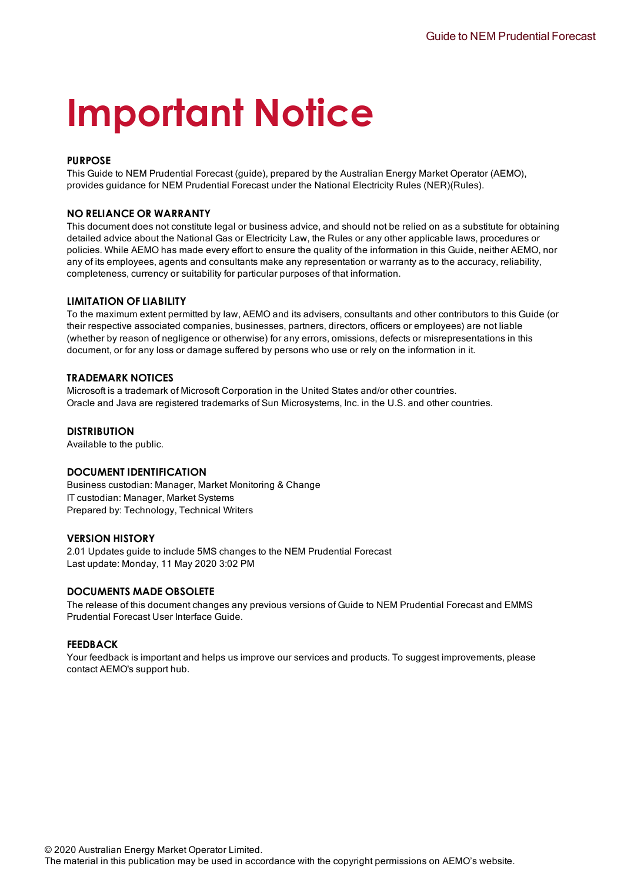# Important Notice

## PURPOSE

This Guide to NEM Prudential Forecast (guide), prepared by the Australian Energy Market Operator (AEMO), provides guidance for NEM Prudential Forecast under the National Electricity Rules (NER)(Rules).

## NO RELIANCE OR WARRANTY

This document does not constitute legal or business advice, and should not be relied on as a substitute for obtaining detailed advice about the National Gas or Electricity Law, the Rules or any other applicable laws, procedures or policies. While AEMO has made every effort to ensure the quality of the information in this Guide, neither AEMO, nor any of its employees, agents and consultants make any representation or warranty as to the accuracy, reliability, completeness, currency or suitability for particular purposes of that information.

## LIMITATION OF LIABILITY

To the maximum extent permitted by law, AEMO and its advisers, consultants and other contributors to this Guide (or their respective associated companies, businesses, partners, directors, officers or employees) are not liable (whether by reason of negligence or otherwise) for any errors, omissions, defects or misrepresentations in this document, or for any loss or damage suffered by persons who use or rely on the information in it.

## TRADEMARK NOTICES

Microsoft is a trademark of Microsoft Corporation in the United States and/or other countries.
Oracle and Java are registered trademarks of Sun Microsystems, Inc. in the U.S. and other countries.

## DISTRIBUTION

Available to the public.

## DOCUMENT IDENTIFICATION

Business custodian: Manager, Market Monitoring & Change
IT custodian: Manager, Market Systems
Prepared by: Technology, Technical Writers

## VERSION HISTORY

2.01 Updates guide to include 5MS changes to the NEM Prudential Forecast
Last update: Monday, 11 May 2020 3:02 PM

## DOCUMENTS MADE OBSOLETE

The release of this document changes any previous versions of Guide to NEM Prudential Forecast and EMMS Prudential Forecast User Interface Guide.

## FEEDBACK

Your feedback is important and helps us improve our services and products. To suggest improvements, please contact AEMO's support hub.

© 2020 Australian Energy Market Operator Limited.
The material in this publication may be used in accordance with the copyright permissions on AEMO's website.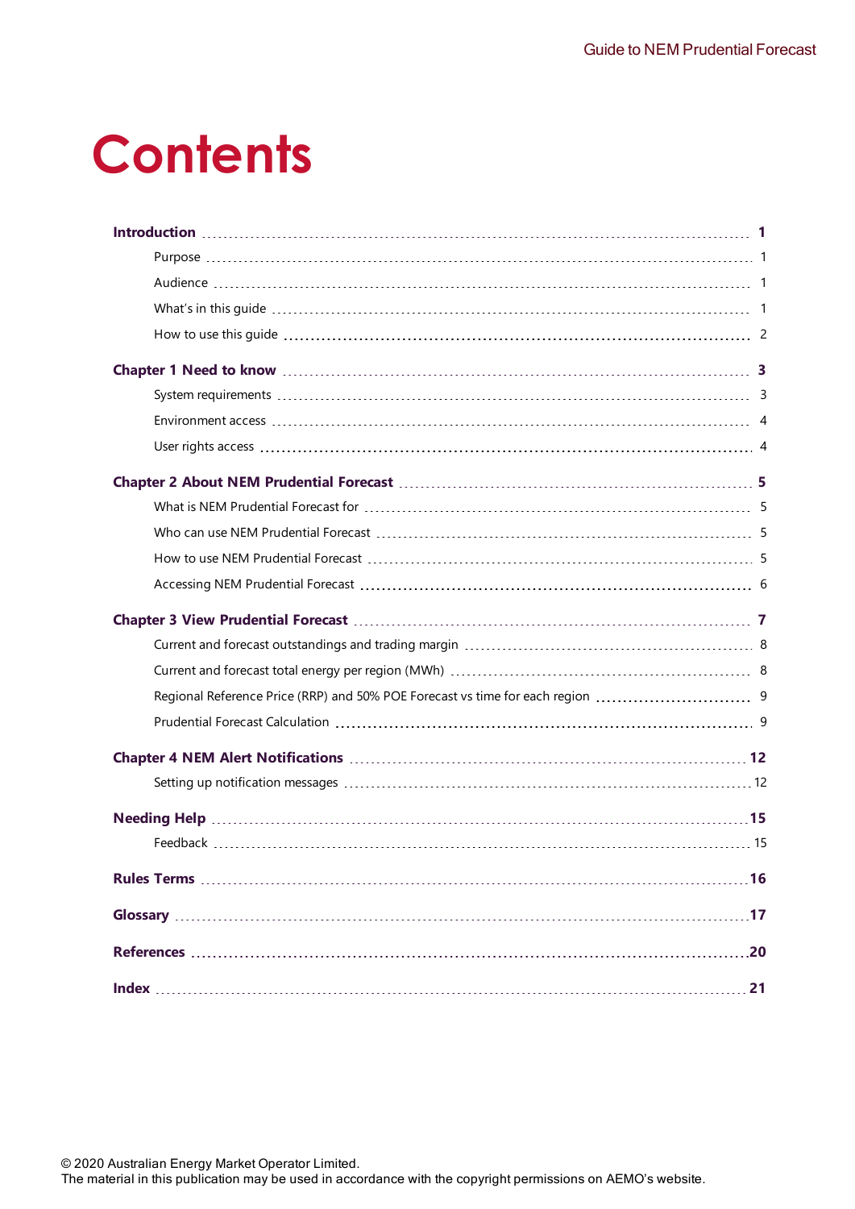# Contents

**Introduction** 1

- Purpose 1
- Audience 1
- What's in this guide 1
- How to use this guide 2

**Chapter 1 Need to know** 3

- System requirements 3
- Environment access 4
- User rights access 4

**Chapter 2 About NEM Prudential Forecast** 5

- What is NEM Prudential Forecast for 5
- Who can use NEM Prudential Forecast 5
- How to use NEM Prudential Forecast 5
- Accessing NEM Prudential Forecast 6

**Chapter 3 View Prudential Forecast** 7

- Current and forecast outstandings and trading margin 8
- Current and forecast total energy per region (MWh) 8
- Regional Reference Price (RRP) and 50% POE Forecast vs time for each region 9
- Prudential Forecast Calculation 9

**Chapter 4 NEM Alert Notifications** 12

- Setting up notification messages 12

**Needing Help** 15

- Feedback 15

**Rules Terms** 16

**Glossary** 17

**References** 20

**Index** 21

© 2020 Australian Energy Market Operator Limited.
The material in this publication may be used in accordance with the copyright permissions on AEMO's website.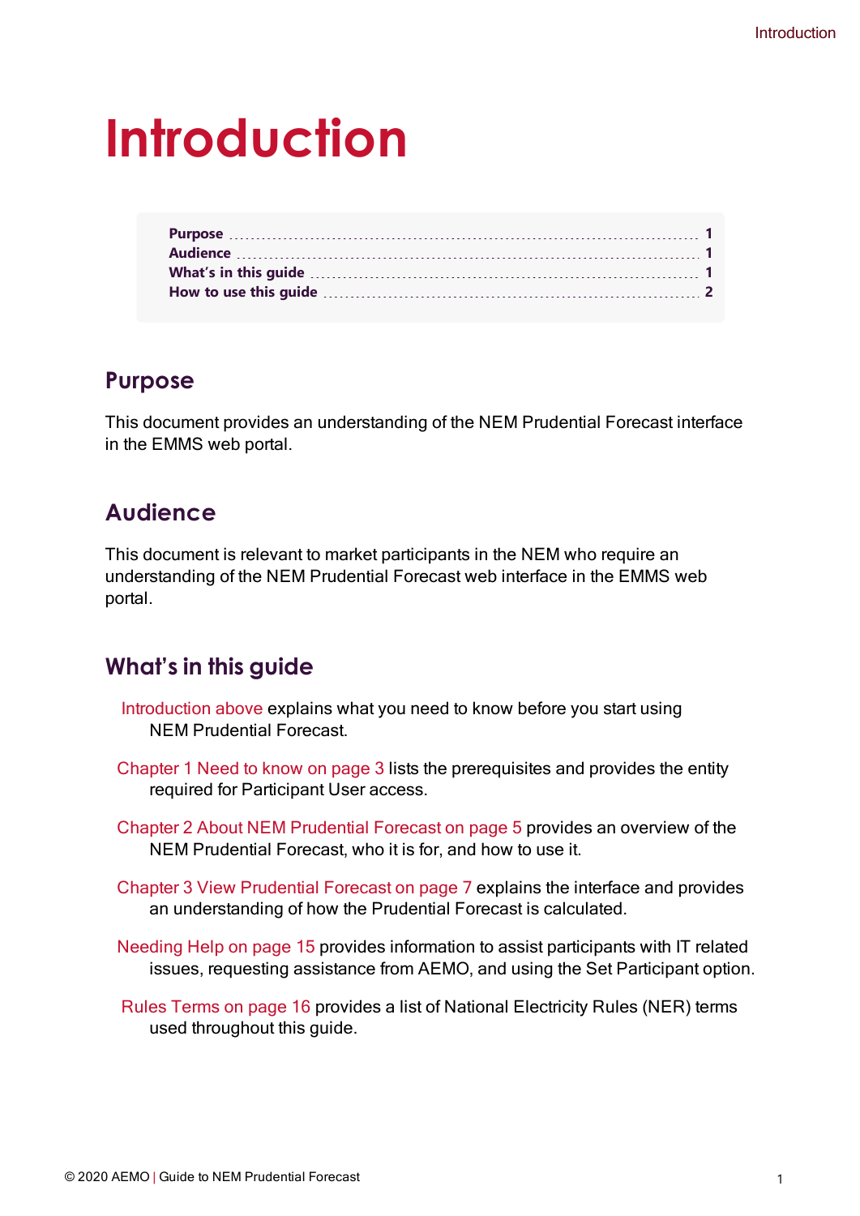# Introduction

| | |
|---|---|
| **Purpose** | **1** |
| **Audience** | **1** |
| **What's in this guide** | **1** |
| **How to use this guide** | **2** |

## Purpose

This document provides an understanding of the NEM Prudential Forecast interface in the EMMS web portal.

## Audience

This document is relevant to market participants in the NEM who require an understanding of the NEM Prudential Forecast web interface in the EMMS web portal.

## What's in this guide

Introduction above explains what you need to know before you start using NEM Prudential Forecast.

Chapter 1 Need to know on page 3 lists the prerequisites and provides the entity required for Participant User access.

Chapter 2 About NEM Prudential Forecast on page 5 provides an overview of the NEM Prudential Forecast, who it is for, and how to use it.

Chapter 3 View Prudential Forecast on page 7 explains the interface and provides an understanding of how the Prudential Forecast is calculated.

Needing Help on page 15 provides information to assist participants with IT related issues, requesting assistance from AEMO, and using the Set Participant option.

Rules Terms on page 16 provides a list of National Electricity Rules (NER) terms used throughout this guide.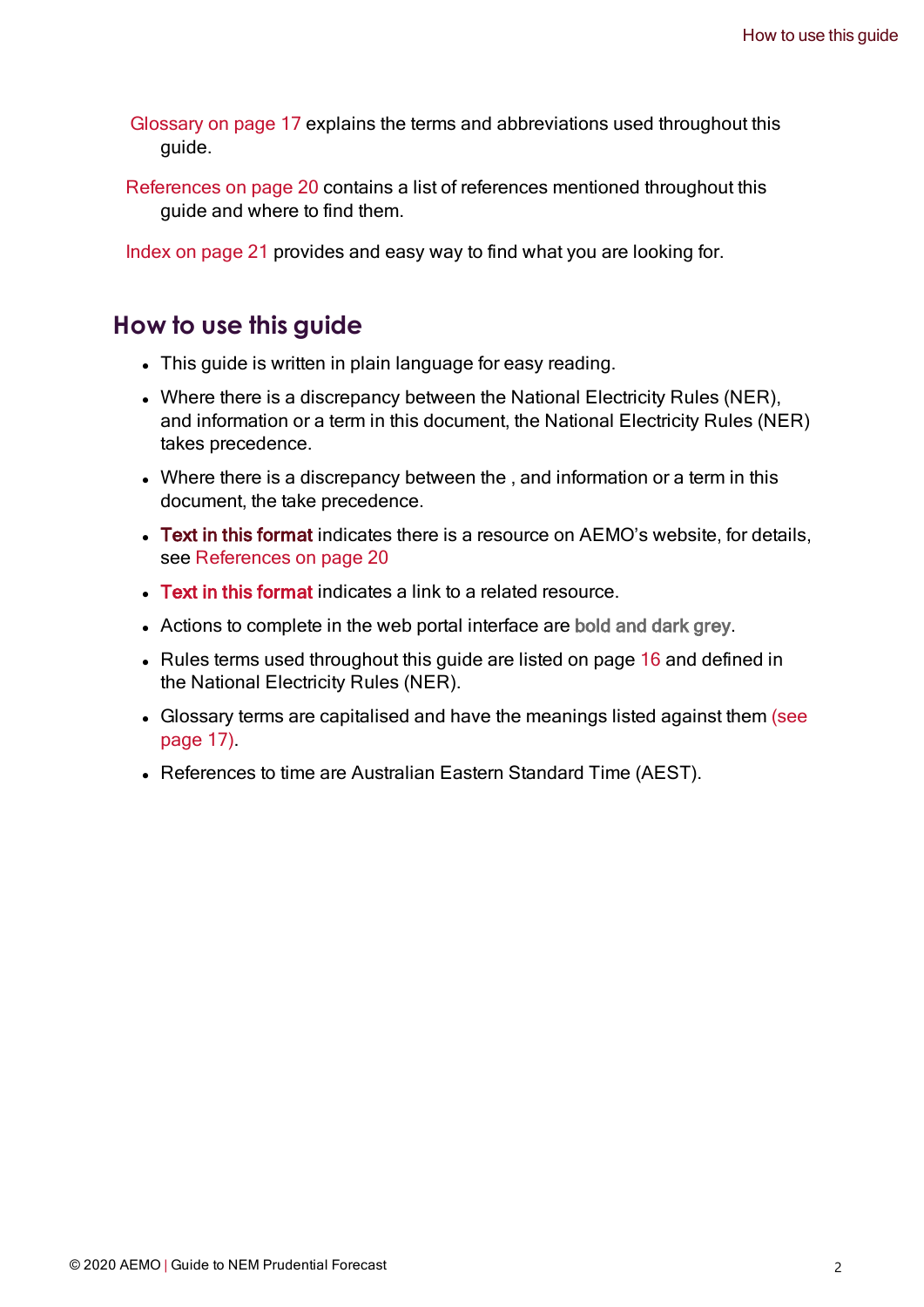Glossary on page 17 explains the terms and abbreviations used throughout this guide.

References on page 20 contains a list of references mentioned throughout this guide and where to find them.

Index on page 21 provides and easy way to find what you are looking for.

## How to use this guide

- This guide is written in plain language for easy reading.
- Where there is a discrepancy between the National Electricity Rules (NER), and information or a term in this document, the National Electricity Rules (NER) takes precedence.
- Where there is a discrepancy between the , and information or a term in this document, the take precedence.
- **Text in this format** indicates there is a resource on AEMO's website, for details, see References on page 20
- **Text in this format** indicates a link to a related resource.
- Actions to complete in the web portal interface are **bold and dark grey**.
- Rules terms used throughout this guide are listed on page 16 and defined in the National Electricity Rules (NER).
- Glossary terms are capitalised and have the meanings listed against them (see page 17).
- References to time are Australian Eastern Standard Time (AEST).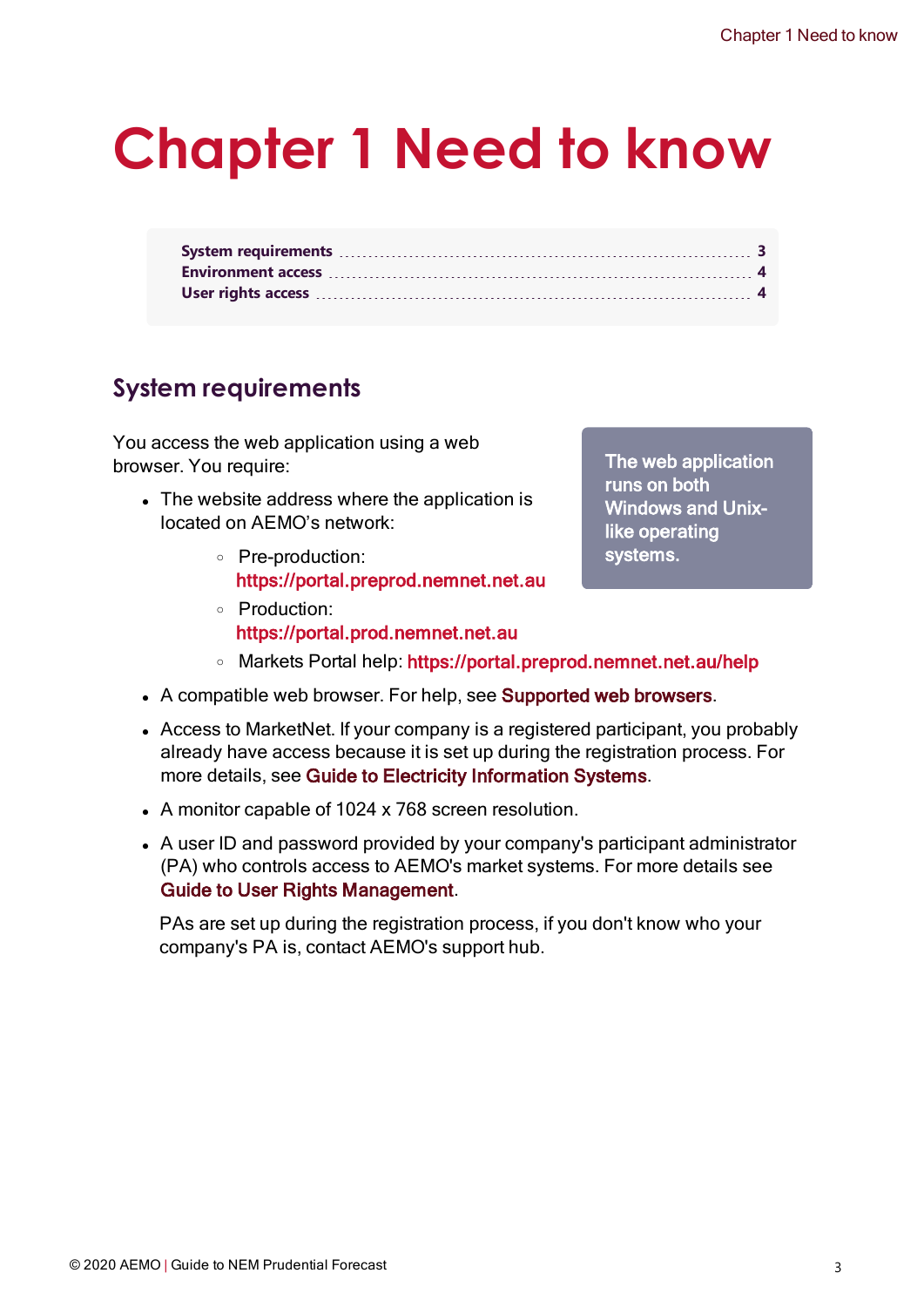# Chapter 1 Need to know

| | |
|---|---|
| System requirements | 3 |
| Environment access | 4 |
| User rights access | 4 |

## System requirements

You access the web application using a web browser. You require:

- The website address where the application is located on AEMO's network:
  - Pre-production: https://portal.preprod.nemnet.net.au
  - Production: https://portal.prod.nemnet.net.au
  - Markets Portal help: https://portal.preprod.nemnet.net.au/help
- A compatible web browser. For help, see Supported web browsers.
- Access to MarketNet. If your company is a registered participant, you probably already have access because it is set up during the registration process. For more details, see Guide to Electricity Information Systems.
- A monitor capable of 1024 x 768 screen resolution.
- A user ID and password provided by your company's participant administrator (PA) who controls access to AEMO's market systems. For more details see Guide to User Rights Management.

  PAs are set up during the registration process, if you don't know who your company's PA is, contact AEMO's support hub.

> The web application runs on both Windows and Unix-like operating systems.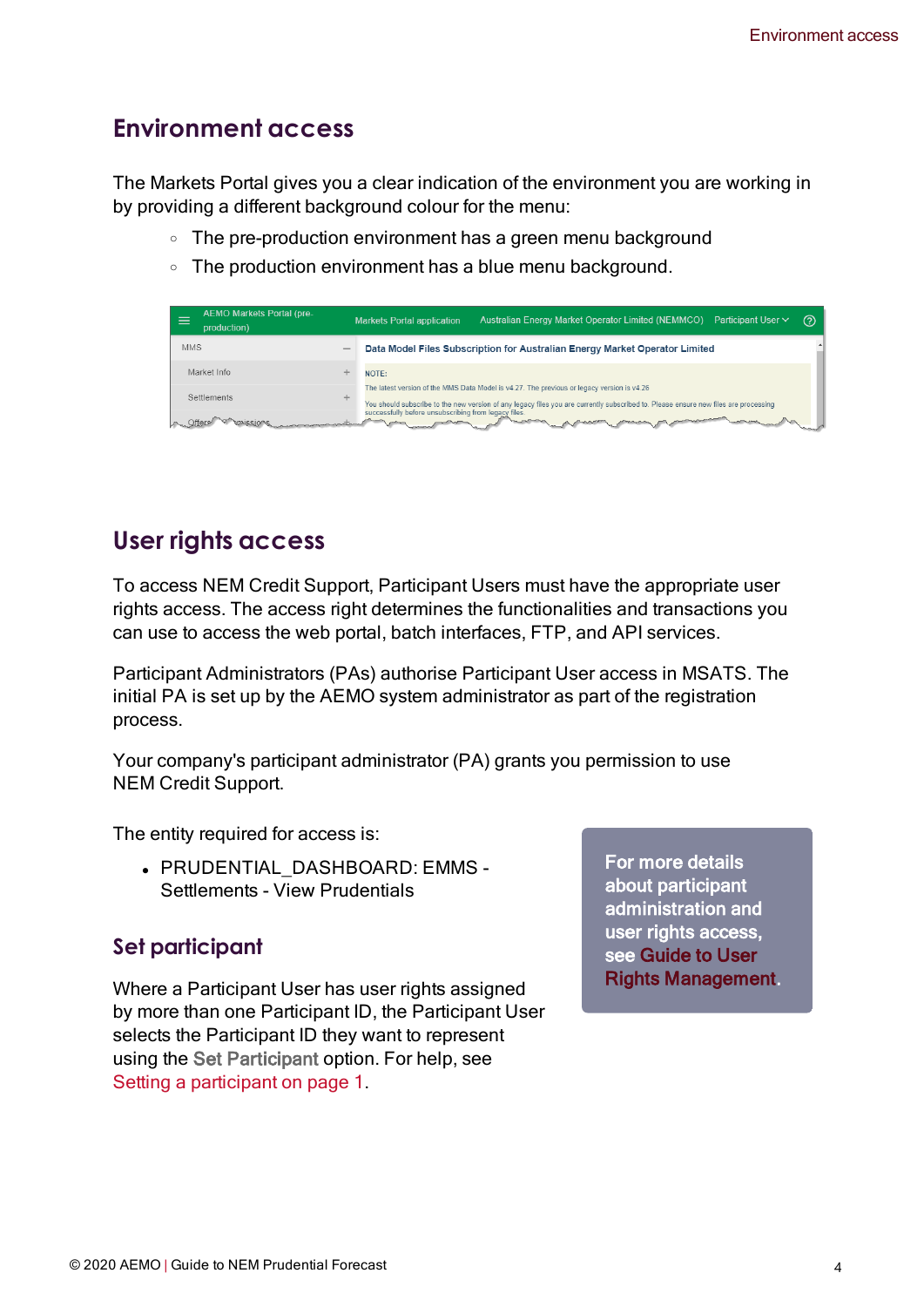## Environment access

The Markets Portal gives you a clear indication of the environment you are working in by providing a different background colour for the menu:

- The pre-production environment has a green menu background
- The production environment has a blue menu background.

## User rights access

To access NEM Credit Support, Participant Users must have the appropriate user rights access. The access right determines the functionalities and transactions you can use to access the web portal, batch interfaces, FTP, and API services.

Participant Administrators (PAs) authorise Participant User access in MSATS. The initial PA is set up by the AEMO system administrator as part of the registration process.

Your company's participant administrator (PA) grants you permission to use NEM Credit Support.

The entity required for access is:

- PRUDENTIAL_DASHBOARD: EMMS - Settlements - View Prudentials

For more details about participant administration and user rights access, see Guide to User Rights Management.

### Set participant

Where a Participant User has user rights assigned by more than one Participant ID, the Participant User selects the Participant ID they want to represent using the **Set Participant** option. For help, see Setting a participant on page 1.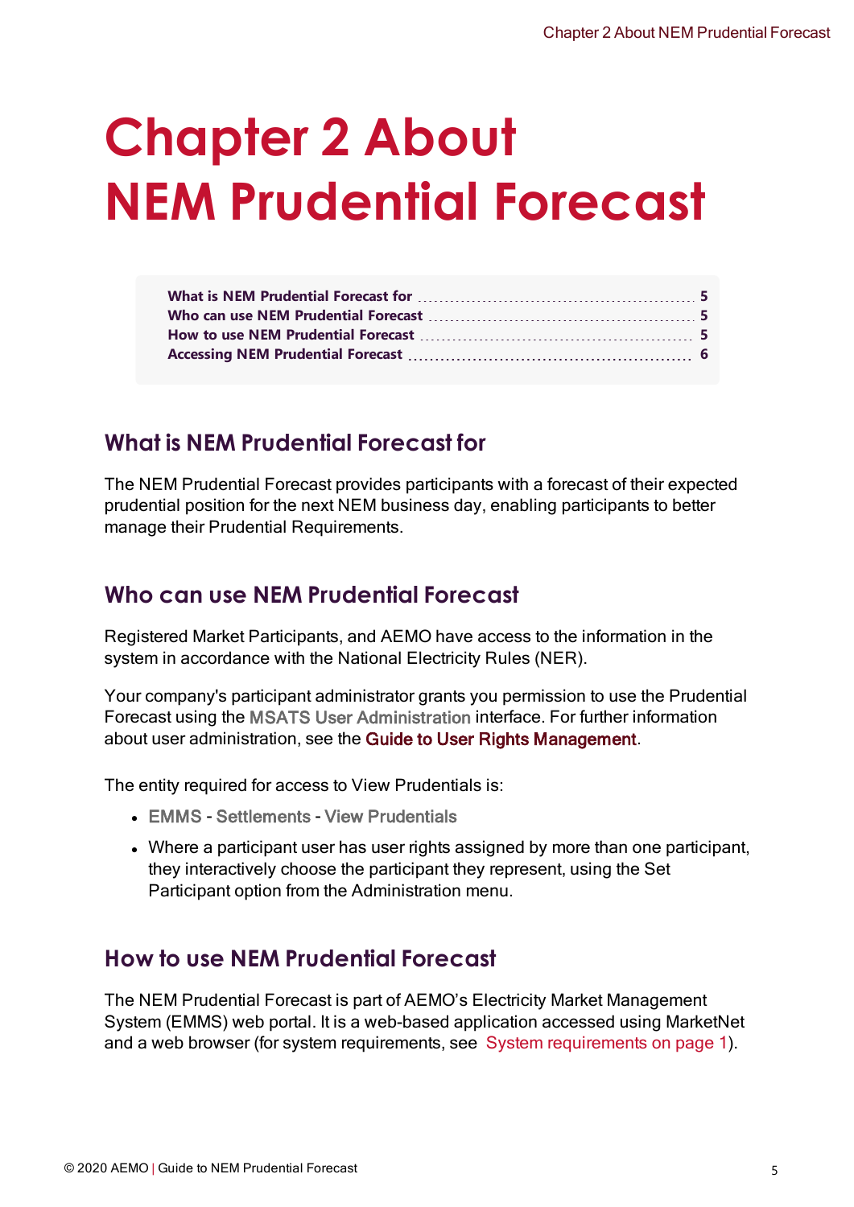# Chapter 2 About NEM Prudential Forecast

What is NEM Prudential Forecast for ..... 5
Who can use NEM Prudential Forecast ..... 5
How to use NEM Prudential Forecast ..... 5
Accessing NEM Prudential Forecast ..... 6

## What is NEM Prudential Forecast for

The NEM Prudential Forecast provides participants with a forecast of their expected prudential position for the next NEM business day, enabling participants to better manage their Prudential Requirements.

## Who can use NEM Prudential Forecast

Registered Market Participants, and AEMO have access to the information in the system in accordance with the National Electricity Rules (NER).

Your company's participant administrator grants you permission to use the Prudential Forecast using the MSATS User Administration interface. For further information about user administration, see the Guide to User Rights Management.

The entity required for access to View Prudentials is:

- EMMS - Settlements - View Prudentials
- Where a participant user has user rights assigned by more than one participant, they interactively choose the participant they represent, using the Set Participant option from the Administration menu.

## How to use NEM Prudential Forecast

The NEM Prudential Forecast is part of AEMO's Electricity Market Management System (EMMS) web portal. It is a web-based application accessed using MarketNet and a web browser (for system requirements, see System requirements on page 1).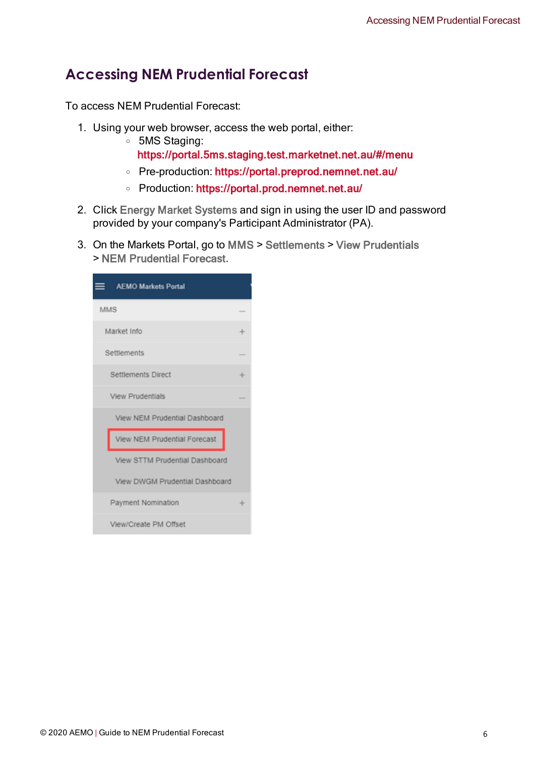# Accessing NEM Prudential Forecast

To access NEM Prudential Forecast:

1. Using your web browser, access the web portal, either:
   - 5MS Staging: https://portal.5ms.staging.test.marketnet.net.au/#/menu
   - Pre-production: https://portal.preprod.nemnet.net.au/
   - Production: https://portal.prod.nemnet.net.au/
2. Click Energy Market Systems and sign in using the user ID and password provided by your company's Participant Administrator (PA).
3. On the Markets Portal, go to MMS > Settlements > View Prudentials > NEM Prudential Forecast.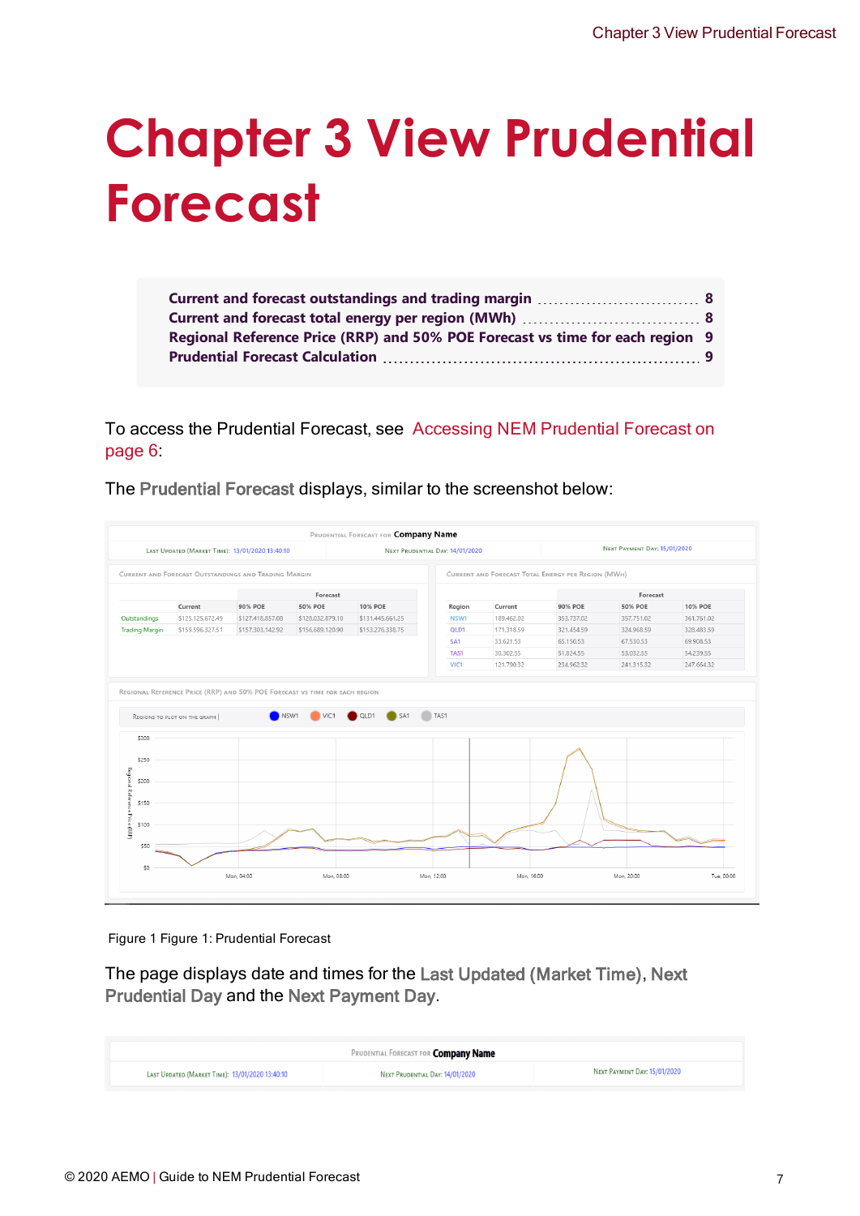# Chapter 3 View Prudential Forecast

Current and forecast outstandings and trading margin ..... 8
Current and forecast total energy per region (MWh) ..... 8
Regional Reference Price (RRP) and 50% POE Forecast vs time for each region 9
Prudential Forecast Calculation ..... 9

To access the Prudential Forecast, see Accessing NEM Prudential Forecast on page 6:

The **Prudential Forecast** displays, similar to the screenshot below:

Figure 1 Figure 1: Prudential Forecast

The page displays date and times for the **Last Updated (Market Time)**, **Next Prudential Day** and the **Next Payment Day**.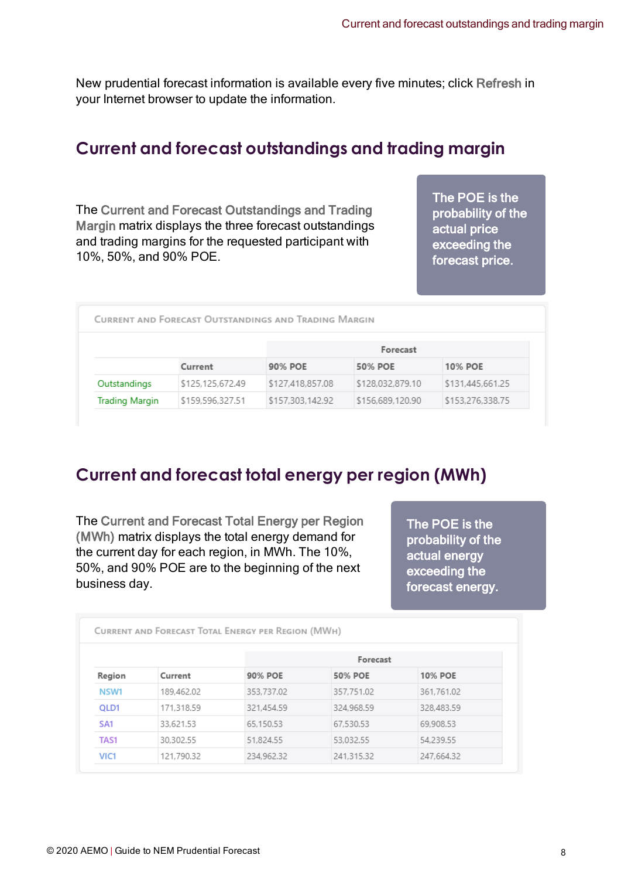New prudential forecast information is available every five minutes; click Refresh in your Internet browser to update the information.

## Current and forecast outstandings and trading margin

The Current and Forecast Outstandings and Trading Margin matrix displays the three forecast outstandings and trading margins for the requested participant with 10%, 50%, and 90% POE.

> The POE is the probability of the actual price exceeding the forecast price.

CURRENT AND FORECAST OUTSTANDINGS AND TRADING MARGIN

| | | Forecast | | |
|---|---|---|---|---|
| | Current | 90% POE | 50% POE | 10% POE |
| Outstandings | $125,125,672.49 | $127,418,857.08 | $128,032,879.10 | $131,445,661.25 |
| Trading Margin | $159,596,327.51 | $157,303,142.92 | $156,689,120.90 | $153,276,338.75 |

## Current and forecast total energy per region (MWh)

The Current and Forecast Total Energy per Region (MWh) matrix displays the total energy demand for the current day for each region, in MWh. The 10%, 50%, and 90% POE are to the beginning of the next business day.

> The POE is the probability of the actual energy exceeding the forecast energy.

CURRENT AND FORECAST TOTAL ENERGY PER REGION (MWH)

| | | Forecast | | |
|---|---|---|---|---|
| Region | Current | 90% POE | 50% POE | 10% POE |
| NSW1 | 189,462.02 | 353,737.02 | 357,751.02 | 361,761.02 |
| QLD1 | 171,318.59 | 321,454.59 | 324,968.59 | 328,483.59 |
| SA1 | 33,621.53 | 65,150.53 | 67,530.53 | 69,908.53 |
| TAS1 | 30,302.55 | 51,824.55 | 53,032.55 | 54,239.55 |
| VIC1 | 121,790.32 | 234,962.32 | 241,315.32 | 247,664.32 |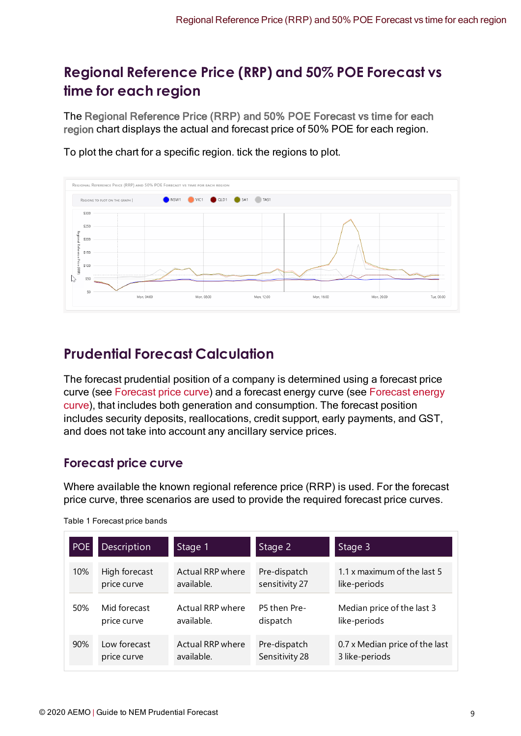## Regional Reference Price (RRP) and 50% POE Forecast vs time for each region

The Regional Reference Price (RRP) and 50% POE Forecast vs time for each region chart displays the actual and forecast price of 50% POE for each region.

To plot the chart for a specific region. tick the regions to plot.

## Prudential Forecast Calculation

The forecast prudential position of a company is determined using a forecast price curve (see Forecast price curve) and a forecast energy curve (see Forecast energy curve), that includes both generation and consumption. The forecast position includes security deposits, reallocations, credit support, early payments, and GST, and does not take into account any ancillary service prices.

### Forecast price curve

Where available the known regional reference price (RRP) is used. For the forecast price curve, three scenarios are used to provide the required forecast price curves.

Table 1 Forecast price bands

| POE | Description | Stage 1 | Stage 2 | Stage 3 |
|---|---|---|---|---|
| 10% | High forecast price curve | Actual RRP where available. | Pre-dispatch sensitivity 27 | 1.1 x maximum of the last 5 like-periods |
| 50% | Mid forecast price curve | Actual RRP where available. | P5 then Pre-dispatch | Median price of the last 3 like-periods |
| 90% | Low forecast price curve | Actual RRP where available. | Pre-dispatch Sensitivity 28 | 0.7 x Median price of the last 3 like-periods |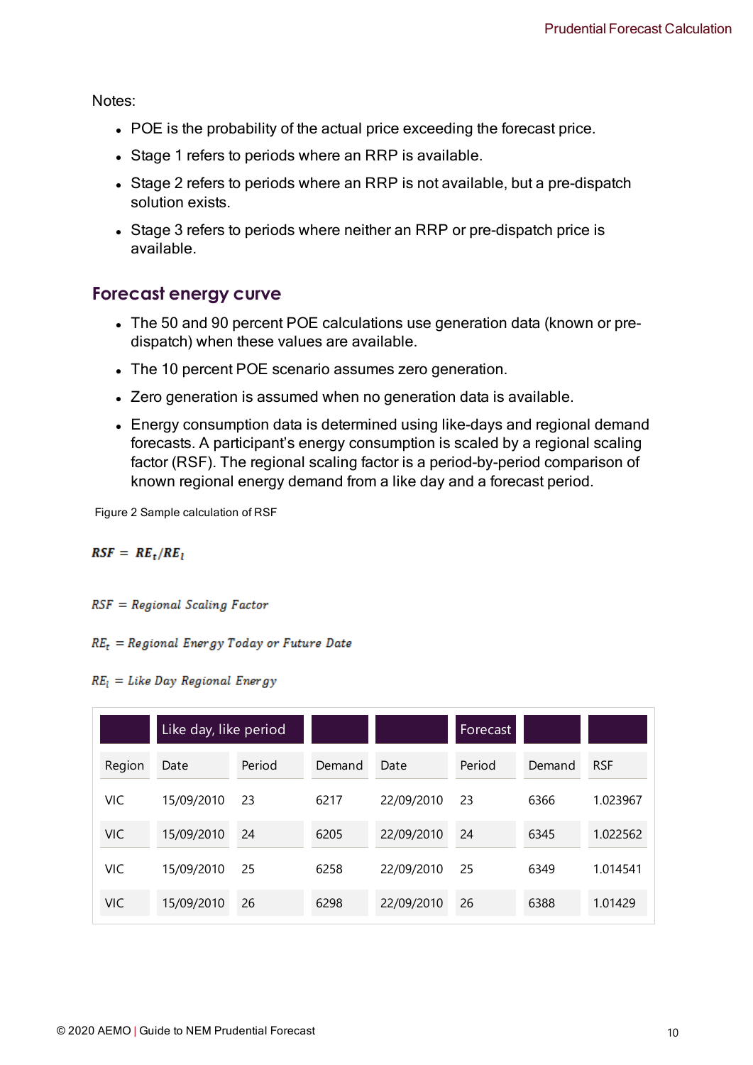Notes:

- POE is the probability of the actual price exceeding the forecast price.
- Stage 1 refers to periods where an RRP is available.
- Stage 2 refers to periods where an RRP is not available, but a pre-dispatch solution exists.
- Stage 3 refers to periods where neither an RRP or pre-dispatch price is available.

## Forecast energy curve

- The 50 and 90 percent POE calculations use generation data (known or pre-dispatch) when these values are available.
- The 10 percent POE scenario assumes zero generation.
- Zero generation is assumed when no generation data is available.
- Energy consumption data is determined using like-days and regional demand forecasts. A participant's energy consumption is scaled by a regional scaling factor (RSF). The regional scaling factor is a period-by-period comparison of known regional energy demand from a like day and a forecast period.

Figure 2 Sample calculation of RSF

$$RSF = RE_t / RE_l$$

$RSF$ = Regional Scaling Factor

$RE_t$ = Regional Energy Today or Future Date

$RE_l$ = Like Day Regional Energy

| | Like day, like period | | | | Forecast | | |
|---|---|---|---|---|---|---|---|
| Region | Date | Period | Demand | Date | Period | Demand | RSF |
| VIC | 15/09/2010 | 23 | 6217 | 22/09/2010 | 23 | 6366 | 1.023967 |
| VIC | 15/09/2010 | 24 | 6205 | 22/09/2010 | 24 | 6345 | 1.022562 |
| VIC | 15/09/2010 | 25 | 6258 | 22/09/2010 | 25 | 6349 | 1.014541 |
| VIC | 15/09/2010 | 26 | 6298 | 22/09/2010 | 26 | 6388 | 1.01429 |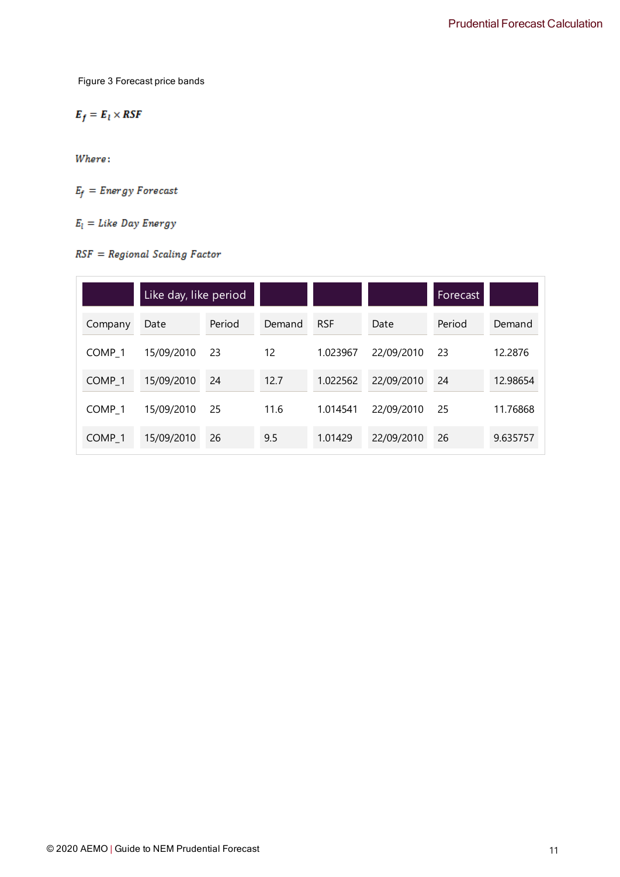Figure 3 Forecast price bands

$$E_f = E_l \times RSF$$

*Where:*

$E_f$ = *Energy Forecast*

$E_l$ = *Like Day Energy*

$RSF$ = *Regional Scaling Factor*

| | Like day, like period | | | | | Forecast | |
|---|---|---|---|---|---|---|---|
| Company | Date | Period | Demand | RSF | Date | Period | Demand |
| COMP_1 | 15/09/2010 | 23 | 12 | 1.023967 | 22/09/2010 | 23 | 12.2876 |
| COMP_1 | 15/09/2010 | 24 | 12.7 | 1.022562 | 22/09/2010 | 24 | 12.98654 |
| COMP_1 | 15/09/2010 | 25 | 11.6 | 1.014541 | 22/09/2010 | 25 | 11.76868 |
| COMP_1 | 15/09/2010 | 26 | 9.5 | 1.01429 | 22/09/2010 | 26 | 9.635757 |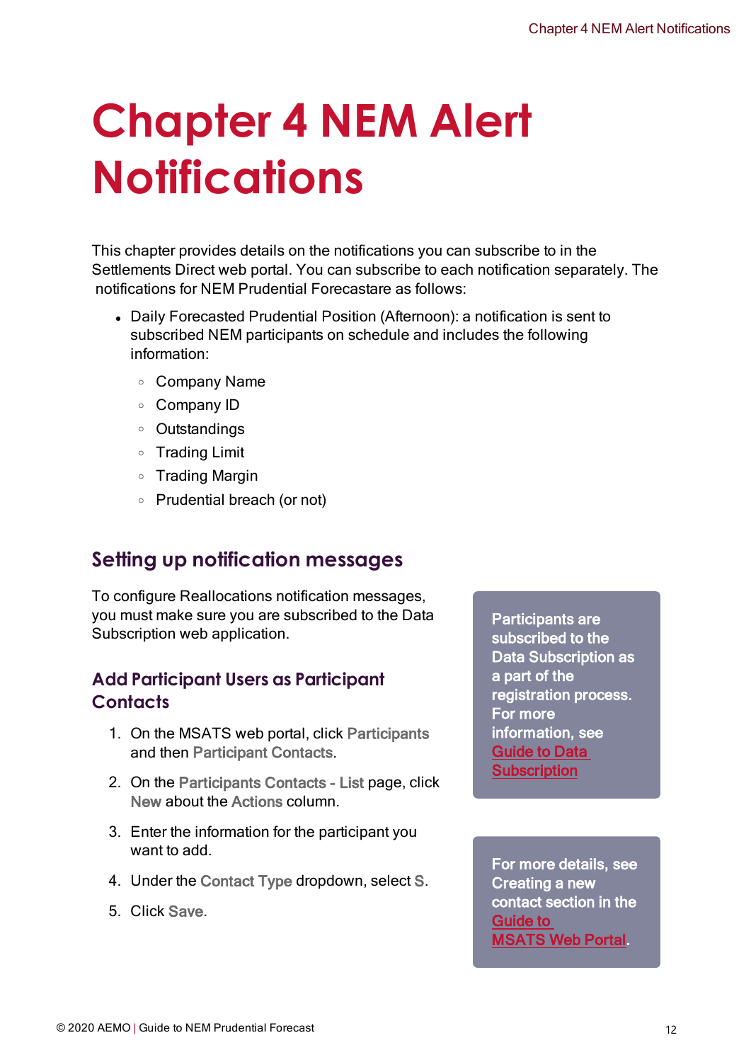# Chapter 4 NEM Alert Notifications

This chapter provides details on the notifications you can subscribe to in the Settlements Direct web portal. You can subscribe to each notification separately. The notifications for NEM Prudential Forecastare as follows:

- Daily Forecasted Prudential Position (Afternoon): a notification is sent to subscribed NEM participants on schedule and includes the following information:
  - Company Name
  - Company ID
  - Outstandings
  - Trading Limit
  - Trading Margin
  - Prudential breach (or not)

## Setting up notification messages

To configure Reallocations notification messages, you must make sure you are subscribed to the Data Subscription web application.

> Participants are subscribed to the Data Subscription as a part of the registration process. For more information, see Guide to Data Subscription

### Add Participant Users as Participant Contacts

1. On the MSATS web portal, click **Participants** and then **Participant Contacts**.
2. On the **Participants Contacts - List** page, click **New** about the **Actions** column.
3. Enter the information for the participant you want to add.
4. Under the **Contact Type** dropdown, select **S**.
5. Click **Save**.

> For more details, see Creating a new contact section in the Guide to MSATS Web Portal.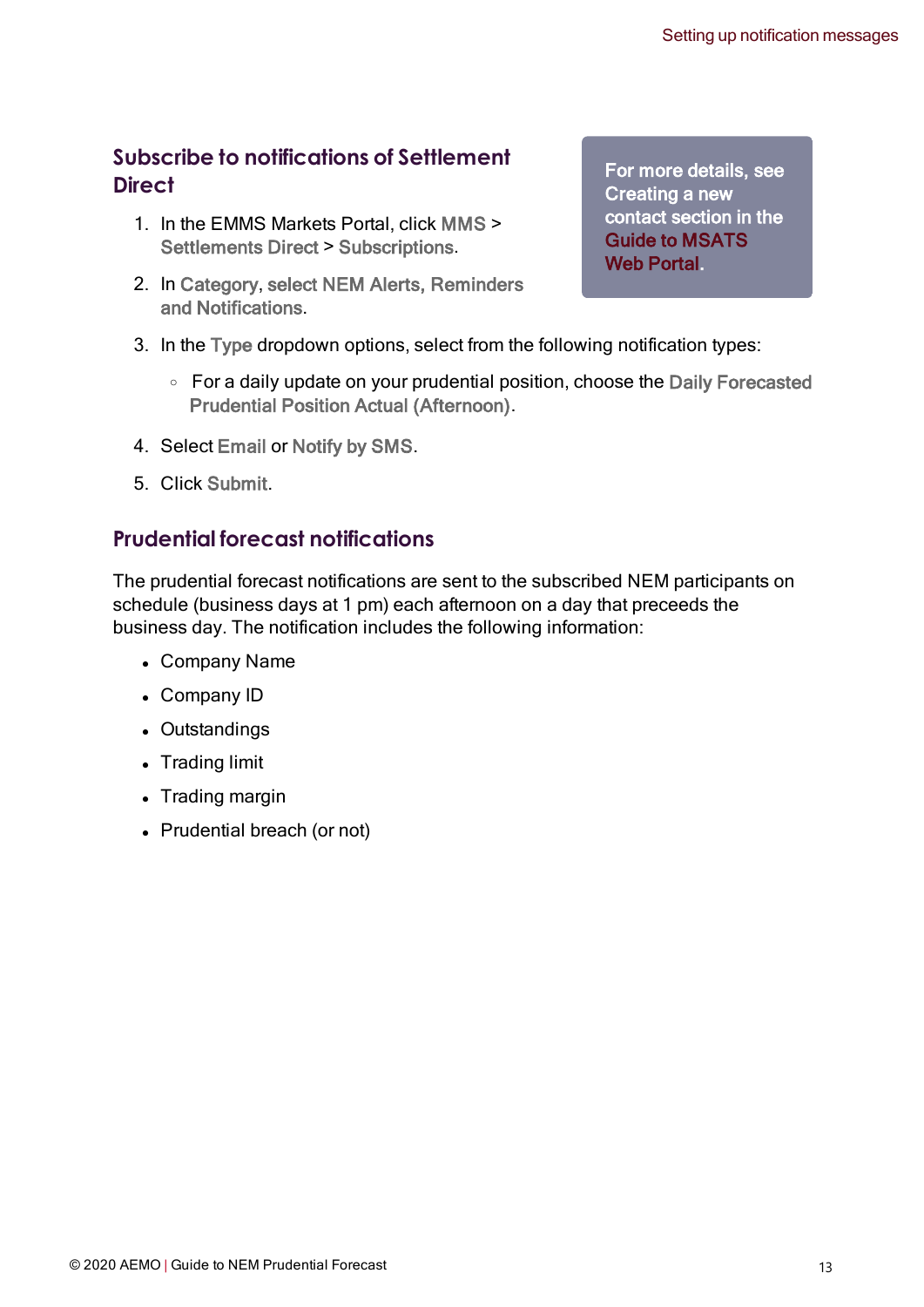## Subscribe to notifications of Settlement Direct

> For more details, see Creating a new contact section in the Guide to MSATS Web Portal.

1. In the EMMS Markets Portal, click MMS > Settlements Direct > Subscriptions.
2. In Category, select NEM Alerts, Reminders and Notifications.
3. In the Type dropdown options, select from the following notification types:
   - For a daily update on your prudential position, choose the Daily Forecasted Prudential Position Actual (Afternoon).
4. Select Email or Notify by SMS.
5. Click Submit.

## Prudential forecast notifications

The prudential forecast notifications are sent to the subscribed NEM participants on schedule (business days at 1 pm) each afternoon on a day that preceeds the business day. The notification includes the following information:

- Company Name
- Company ID
- Outstandings
- Trading limit
- Trading margin
- Prudential breach (or not)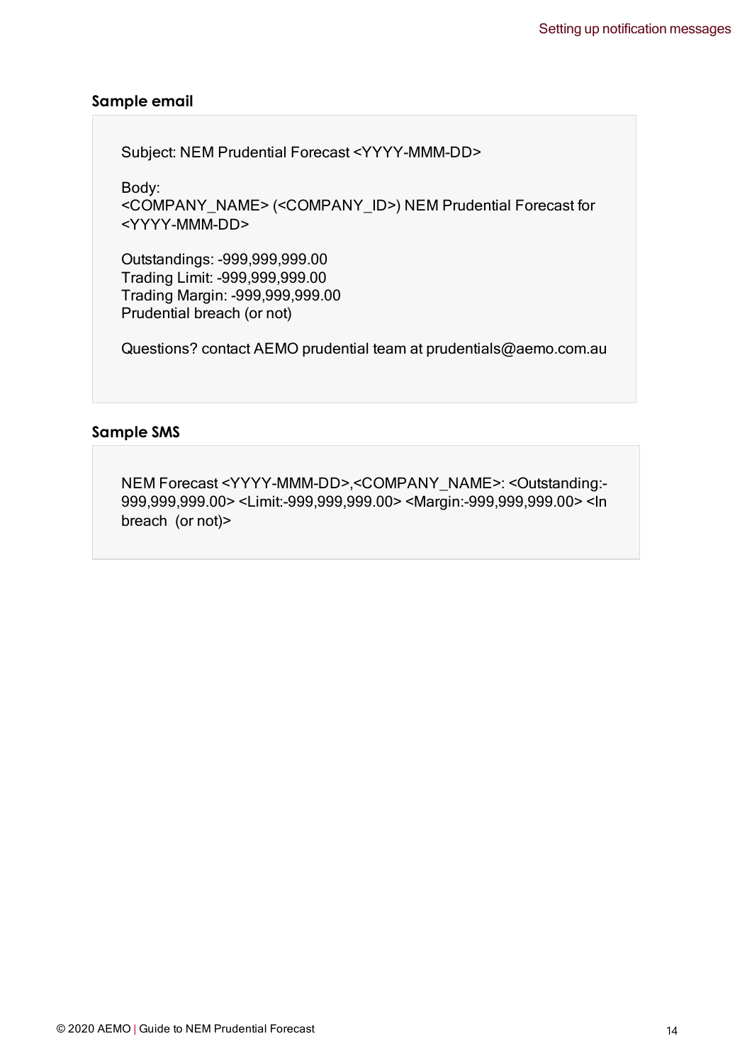### Sample email

```
Subject: NEM Prudential Forecast <YYYY-MMM-DD>

Body:
<COMPANY_NAME> (<COMPANY_ID>) NEM Prudential Forecast for
<YYYY-MMM-DD>

Outstandings: -999,999,999.00
Trading Limit: -999,999,999.00
Trading Margin: -999,999,999.00
Prudential breach (or not)

Questions? contact AEMO prudential team at prudentials@aemo.com.au
```

### Sample SMS

```
NEM Forecast <YYYY-MMM-DD>,<COMPANY_NAME>: <Outstanding:-999,999,999.00> <Limit:-999,999,999.00> <Margin:-999,999,999.00> <In breach  (or not)>
```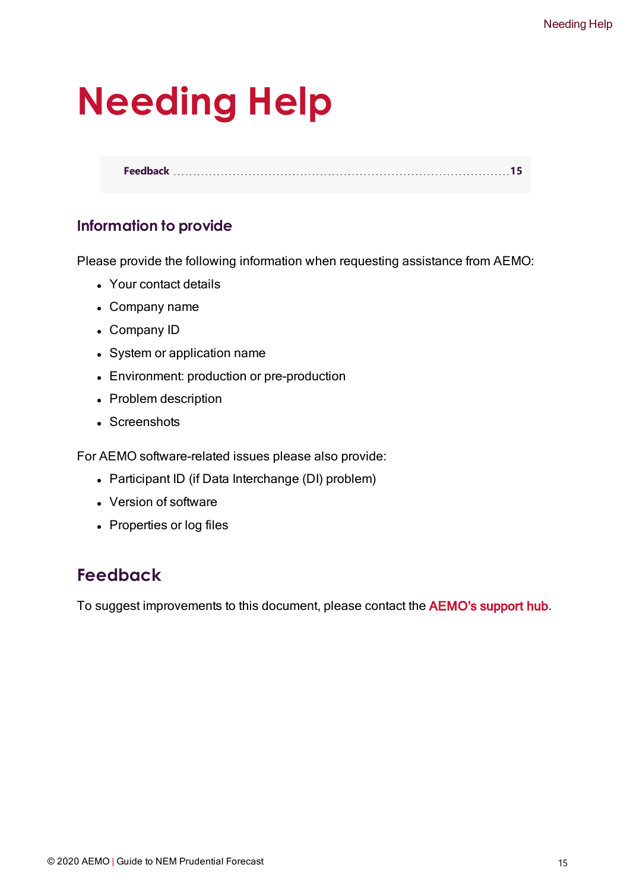# Needing Help

| Feedback | 15 |
|---|---|

### Information to provide

Please provide the following information when requesting assistance from AEMO:

- Your contact details
- Company name
- Company ID
- System or application name
- Environment: production or pre-production
- Problem description
- Screenshots

For AEMO software-related issues please also provide:

- Participant ID (if Data Interchange (DI) problem)
- Version of software
- Properties or log files

## Feedback

To suggest improvements to this document, please contact the AEMO's support hub.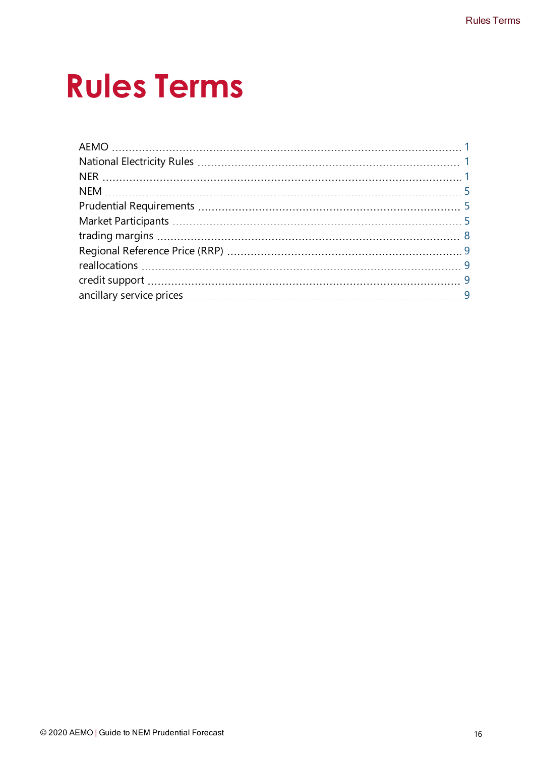# Rules Terms

AEMO ..... 1
National Electricity Rules ..... 1
NER ..... 1
NEM ..... 5
Prudential Requirements ..... 5
Market Participants ..... 5
trading margins ..... 8
Regional Reference Price (RRP) ..... 9
reallocations ..... 9
credit support ..... 9
ancillary service prices ..... 9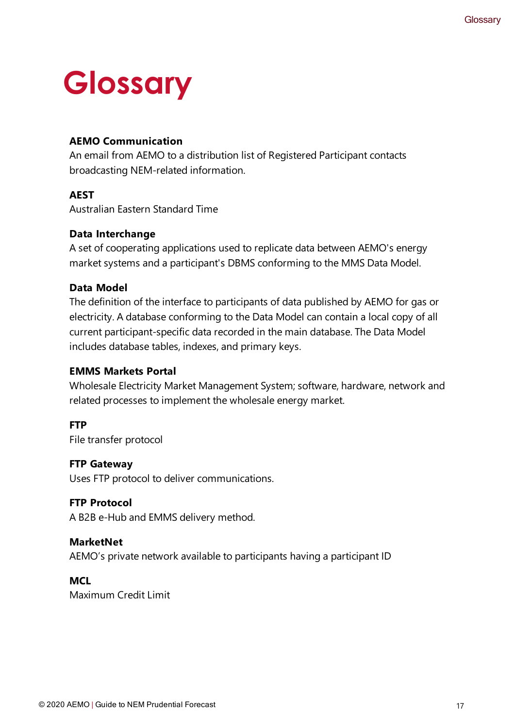# Glossary

**AEMO Communication**

An email from AEMO to a distribution list of Registered Participant contacts broadcasting NEM-related information.

**AEST**

Australian Eastern Standard Time

**Data Interchange**

A set of cooperating applications used to replicate data between AEMO's energy market systems and a participant's DBMS conforming to the MMS Data Model.

**Data Model**

The definition of the interface to participants of data published by AEMO for gas or electricity. A database conforming to the Data Model can contain a local copy of all current participant-specific data recorded in the main database. The Data Model includes database tables, indexes, and primary keys.

**EMMS Markets Portal**

Wholesale Electricity Market Management System; software, hardware, network and related processes to implement the wholesale energy market.

**FTP**

File transfer protocol

**FTP Gateway**

Uses FTP protocol to deliver communications.

**FTP Protocol**

A B2B e-Hub and EMMS delivery method.

**MarketNet**

AEMO's private network available to participants having a participant ID

**MCL**

Maximum Credit Limit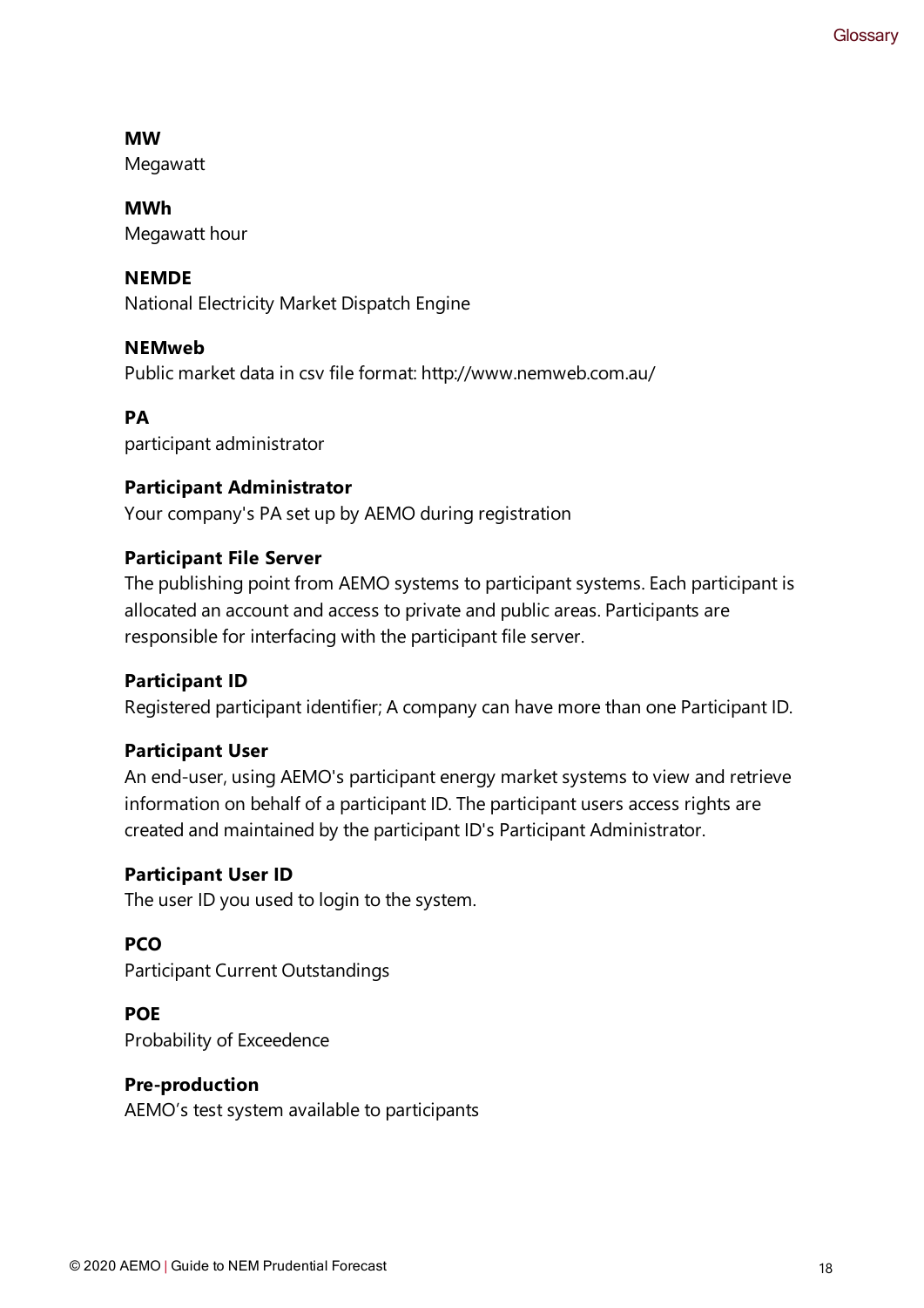**MW**
Megawatt

**MWh**
Megawatt hour

**NEMDE**
National Electricity Market Dispatch Engine

**NEMweb**
Public market data in csv file format: http://www.nemweb.com.au/

**PA**
participant administrator

**Participant Administrator**
Your company's PA set up by AEMO during registration

**Participant File Server**
The publishing point from AEMO systems to participant systems. Each participant is allocated an account and access to private and public areas. Participants are responsible for interfacing with the participant file server.

**Participant ID**
Registered participant identifier; A company can have more than one Participant ID.

**Participant User**
An end-user, using AEMO's participant energy market systems to view and retrieve information on behalf of a participant ID. The participant users access rights are created and maintained by the participant ID's Participant Administrator.

**Participant User ID**
The user ID you used to login to the system.

**PCO**
Participant Current Outstandings

**POE**
Probability of Exceedence

**Pre-production**
AEMO’s test system available to participants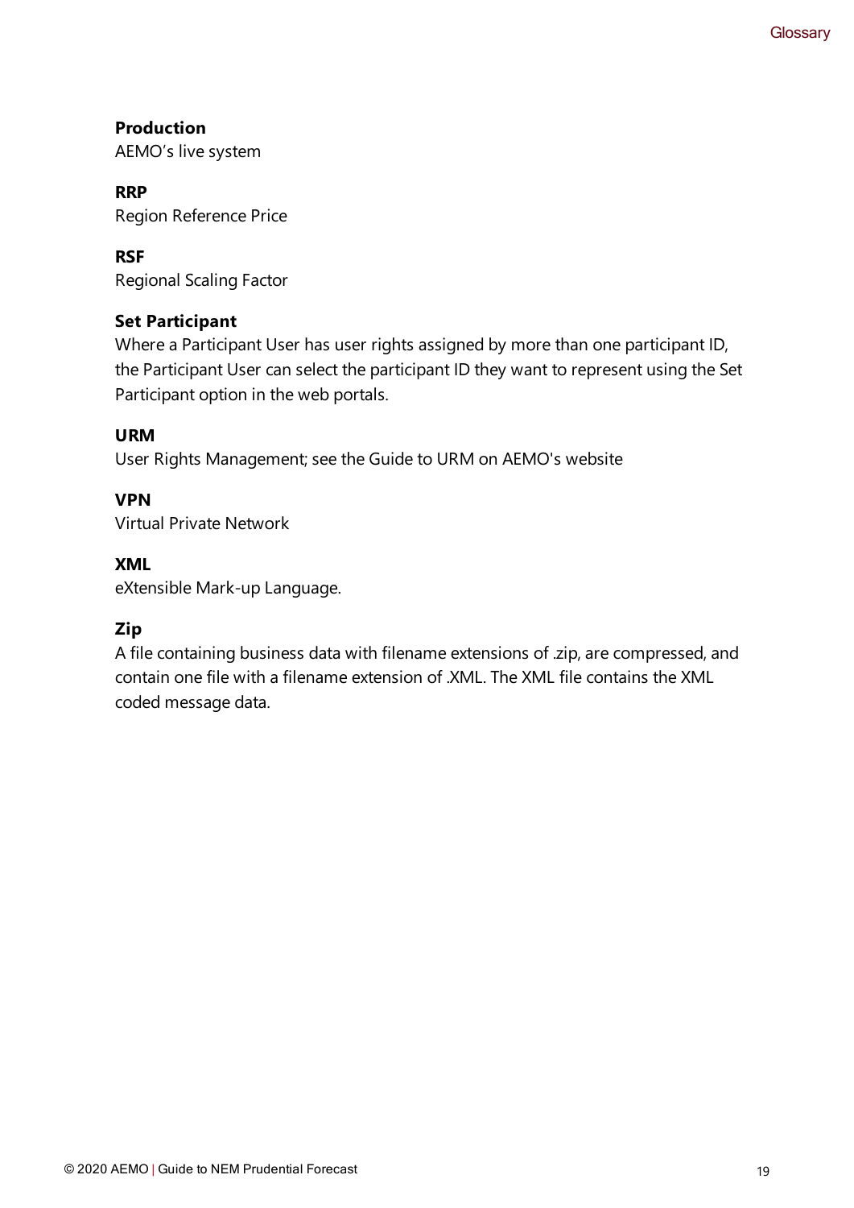**Production**
AEMO’s live system

**RRP**
Region Reference Price

**RSF**
Regional Scaling Factor

**Set Participant**
Where a Participant User has user rights assigned by more than one participant ID, the Participant User can select the participant ID they want to represent using the Set Participant option in the web portals.

**URM**
User Rights Management; see the Guide to URM on AEMO's website

**VPN**
Virtual Private Network

**XML**
eXtensible Mark-up Language.

**Zip**
A file containing business data with filename extensions of .zip, are compressed, and contain one file with a filename extension of .XML. The XML file contains the XML coded message data.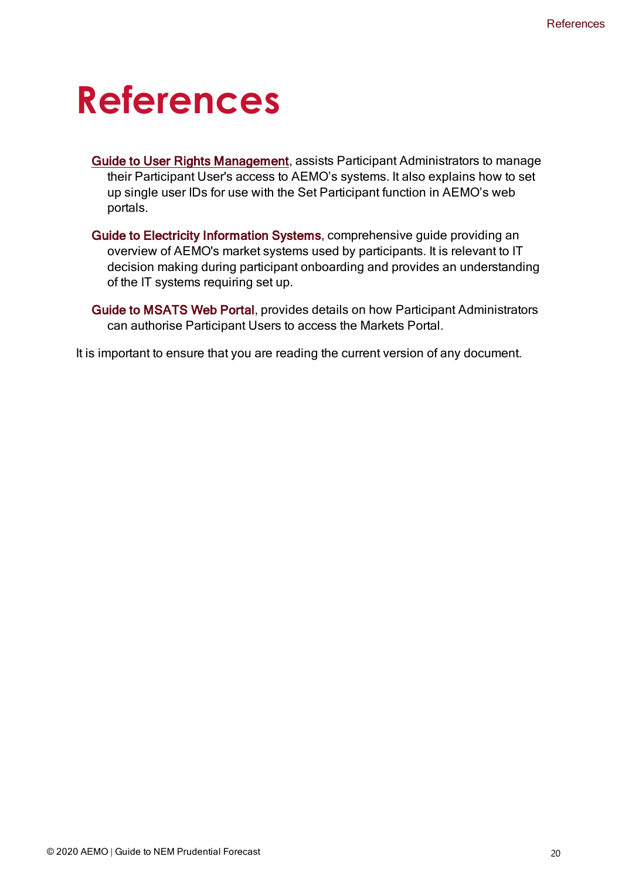# References

**Guide to User Rights Management**, assists Participant Administrators to manage their Participant User's access to AEMO's systems. It also explains how to set up single user IDs for use with the Set Participant function in AEMO's web portals.

**Guide to Electricity Information Systems**, comprehensive guide providing an overview of AEMO's market systems used by participants. It is relevant to IT decision making during participant onboarding and provides an understanding of the IT systems requiring set up.

**Guide to MSATS Web Portal**, provides details on how Participant Administrators can authorise Participant Users to access the Markets Portal.

It is important to ensure that you are reading the current version of any document.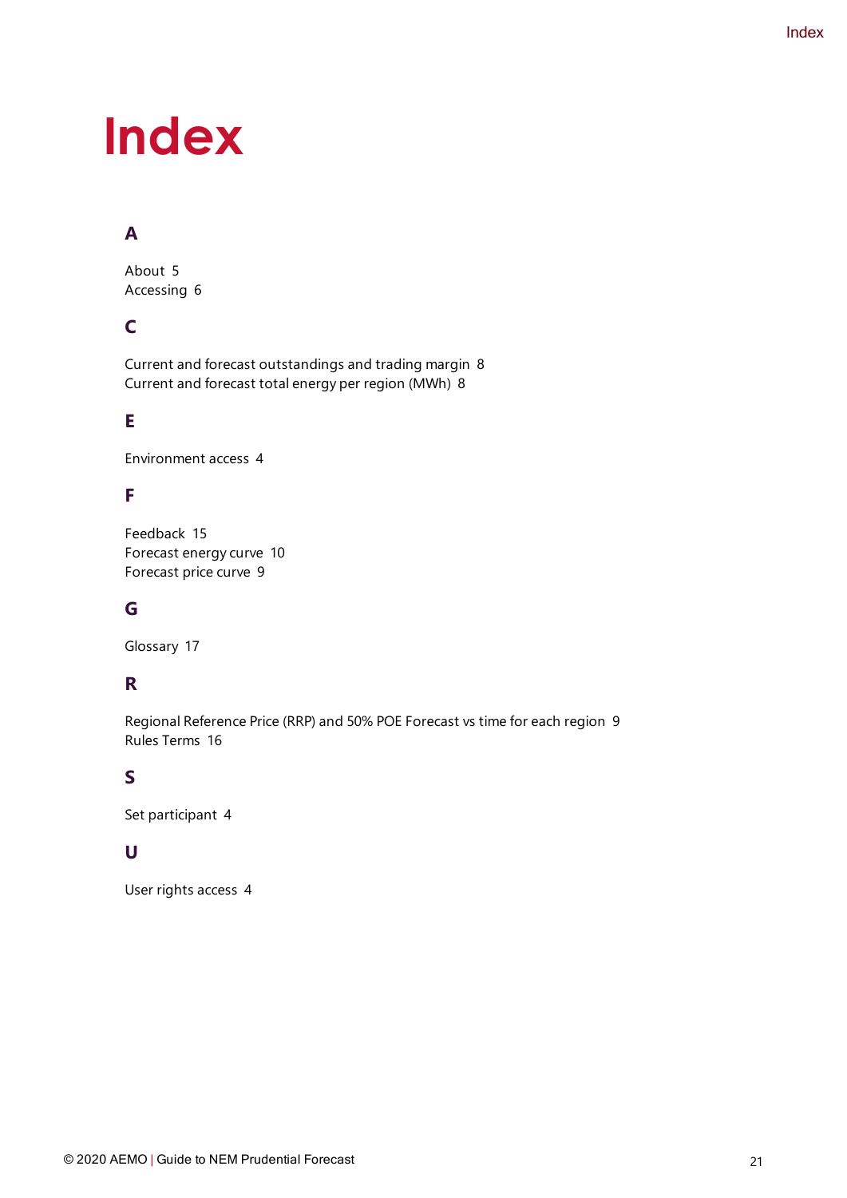# Index

## A

About 5
Accessing 6

## C

Current and forecast outstandings and trading margin 8
Current and forecast total energy per region (MWh) 8

## E

Environment access 4

## F

Feedback 15
Forecast energy curve 10
Forecast price curve 9

## G

Glossary 17

## R

Regional Reference Price (RRP) and 50% POE Forecast vs time for each region 9
Rules Terms 16

## S

Set participant 4

## U

User rights access 4